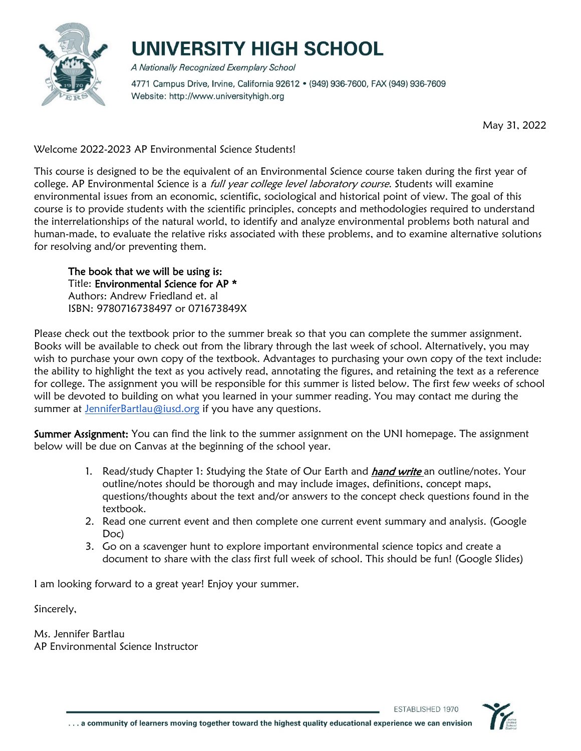# UNIVERSITY HIGH SCHOOL

*A Nationally Recognized Exemplary School*

4771 Campus Drive, Irvine, California 92612 • (949) 936-7600, FAX (949) 936-7609
Website: http://www.universityhigh.org

May 31, 2022

Welcome 2022-2023 AP Environmental Science Students!

This course is designed to be the equivalent of an Environmental Science course taken during the first year of college. AP Environmental Science is a *full year college level laboratory course*. Students will examine environmental issues from an economic, scientific, sociological and historical point of view. The goal of this course is to provide students with the scientific principles, concepts and methodologies required to understand the interrelationships of the natural world, to identify and analyze environmental problems both natural and human-made, to evaluate the relative risks associated with these problems, and to examine alternative solutions for resolving and/or preventing them.

> **The book that we will be using is:**
> Title: **Environmental Science for AP ***
> Authors: Andrew Friedland et. al
> ISBN: 9780716738497 or 071673849X

Please check out the textbook prior to the summer break so that you can complete the summer assignment. Books will be available to check out from the library through the last week of school. Alternatively, you may wish to purchase your own copy of the textbook. Advantages to purchasing your own copy of the text include: the ability to highlight the text as you actively read, annotating the figures, and retaining the text as a reference for college. The assignment you will be responsible for this summer is listed below. The first few weeks of school will be devoted to building on what you learned in your summer reading. You may contact me during the summer at JenniferBartlau@iusd.org if you have any questions.

**Summer Assignment:** You can find the link to the summer assignment on the UNI homepage. The assignment below will be due on Canvas at the beginning of the school year.

1. Read/study Chapter 1: Studying the State of Our Earth and ***hand write*** an outline/notes. Your outline/notes should be thorough and may include images, definitions, concept maps, questions/thoughts about the text and/or answers to the concept check questions found in the textbook.
2. Read one current event and then complete one current event summary and analysis. (Google Doc)
3. Go on a scavenger hunt to explore important environmental science topics and create a document to share with the class first full week of school. This should be fun! (Google Slides)

I am looking forward to a great year! Enjoy your summer.

Sincerely,

Ms. Jennifer Bartlau
AP Environmental Science Instructor

ESTABLISHED 1970

. . . a community of learners moving together toward the highest quality educational experience we can envision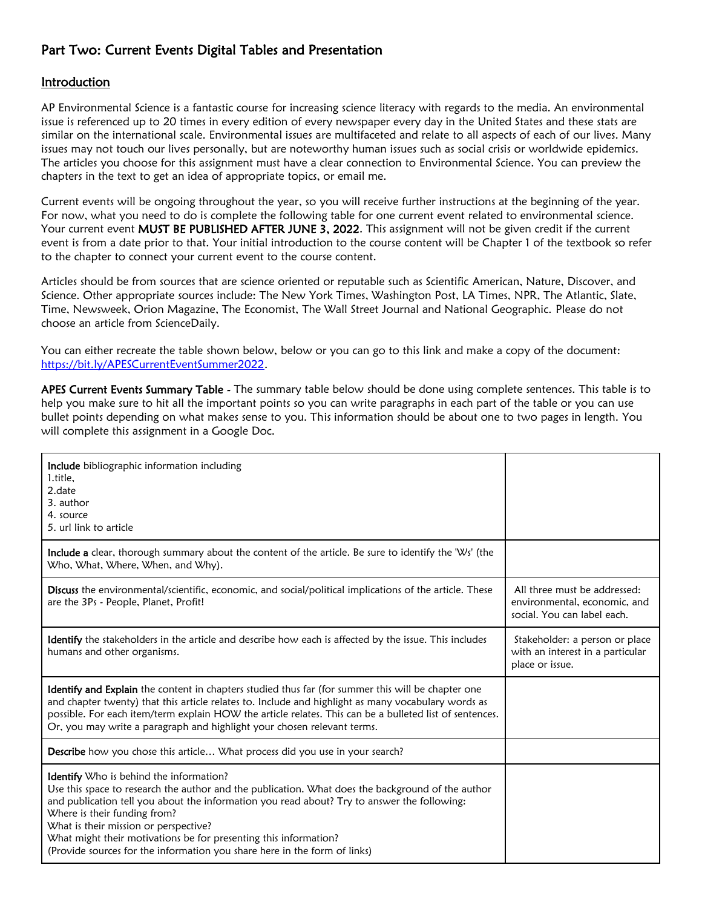## Part Two: Current Events Digital Tables and Presentation

### Introduction

AP Environmental Science is a fantastic course for increasing science literacy with regards to the media. An environmental issue is referenced up to 20 times in every edition of every newspaper every day in the United States and these stats are similar on the international scale. Environmental issues are multifaceted and relate to all aspects of each of our lives. Many issues may not touch our lives personally, but are noteworthy human issues such as social crisis or worldwide epidemics. The articles you choose for this assignment must have a clear connection to Environmental Science. You can preview the chapters in the text to get an idea of appropriate topics, or email me.

Current events will be ongoing throughout the year, so you will receive further instructions at the beginning of the year. For now, what you need to do is complete the following table for one current event related to environmental science. Your current event **MUST BE PUBLISHED AFTER JUNE 3, 2022**. This assignment will not be given credit if the current event is from a date prior to that. Your initial introduction to the course content will be Chapter 1 of the textbook so refer to the chapter to connect your current event to the course content.

Articles should be from sources that are science oriented or reputable such as Scientific American, Nature, Discover, and Science. Other appropriate sources include: The New York Times, Washington Post, LA Times, NPR, The Atlantic, Slate, Time, Newsweek, Orion Magazine, The Economist, The Wall Street Journal and National Geographic. Please do not choose an article from ScienceDaily.

You can either recreate the table shown below, below or you can go to this link and make a copy of the document: [https://bit.ly/APESCurrentEventSummer2022](https://bit.ly/APESCurrentEventSummer2022).

**APES Current Events Summary Table -** The summary table below should be done using complete sentences. This table is to help you make sure to hit all the important points so you can write paragraphs in each part of the table or you can use bullet points depending on what makes sense to you. This information should be about one to two pages in length. You will complete this assignment in a Google Doc.

| | |
|---|---|
| **Include** bibliographic information including<br>1.title,<br>2.date<br>3. author<br>4. source<br>5. url link to article | |
| **Include a** clear, thorough summary about the content of the article. Be sure to identify the 'Ws' (the Who, What, Where, When, and Why). | |
| **Discuss** the environmental/scientific, economic, and social/political implications of the article. These are the 3Ps - People, Planet, Profit! | All three must be addressed: environmental, economic, and social. You can label each. |
| **Identify** the stakeholders in the article and describe how each is affected by the issue. This includes humans and other organisms. | Stakeholder: a person or place with an interest in a particular place or issue. |
| **Identify and Explain** the content in chapters studied thus far (for summer this will be chapter one and chapter twenty) that this article relates to. Include and highlight as many vocabulary words as possible. For each item/term explain HOW the article relates. This can be a bulleted list of sentences. Or, you may write a paragraph and highlight your chosen relevant terms. | |
| **Describe** how you chose this article… What process did you use in your search? | |
| **Identify** Who is behind the information?<br>Use this space to research the author and the publication. What does the background of the author and publication tell you about the information you read about? Try to answer the following:<br>Where is their funding from?<br>What is their mission or perspective?<br>What might their motivations be for presenting this information?<br>(Provide sources for the information you share here in the form of links) | |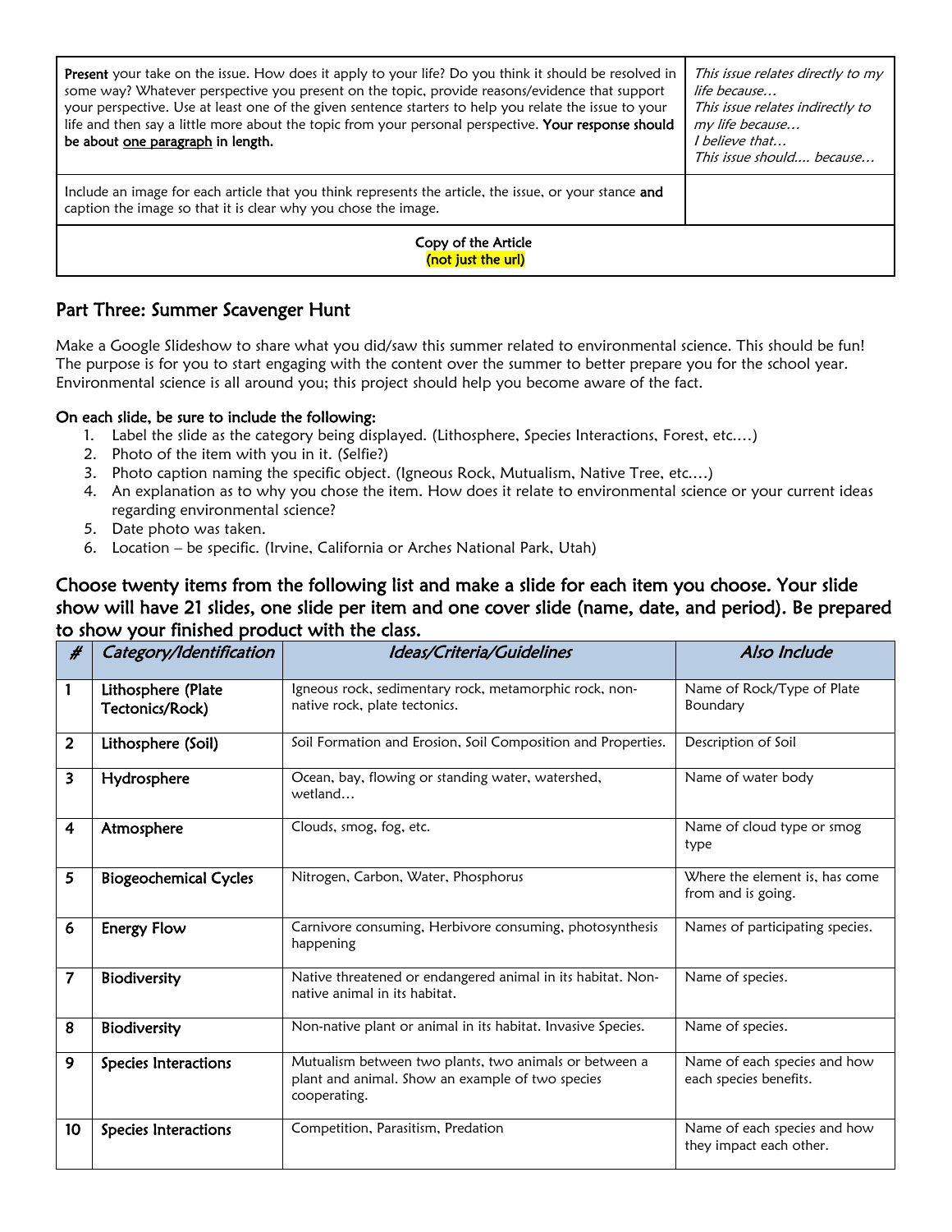| | |
|---|---|
| **Present** your take on the issue. How does it apply to your life? Do you think it should be resolved in some way? Whatever perspective you present on the topic, provide reasons/evidence that support your perspective. Use at least one of the given sentence starters to help you relate the issue to your life and then say a little more about the topic from your personal perspective. **Your response should be about <u>one paragraph</u> in length.** | *This issue relates directly to my life because…*<br>*This issue relates indirectly to my life because…*<br>*I believe that…*<br>*This issue should…. because…* |
| Include an image for each article that you think represents the article, the issue, or your stance **and** caption the image so that it is clear why you chose the image. | |
| Copy of the Article<br>(not just the url) | |

## Part Three: Summer Scavenger Hunt

Make a Google Slideshow to share what you did/saw this summer related to environmental science. This should be fun! The purpose is for you to start engaging with the content over the summer to better prepare you for the school year. Environmental science is all around you; this project should help you become aware of the fact.

**On each slide, be sure to include the following:**

1. Label the slide as the category being displayed. (Lithosphere, Species Interactions, Forest, etc.…)
2. Photo of the item with you in it. (Selfie?)
3. Photo caption naming the specific object. (Igneous Rock, Mutualism, Native Tree, etc.…)
4. An explanation as to why you chose the item. How does it relate to environmental science or your current ideas regarding environmental science?
5. Date photo was taken.
6. Location – be specific. (Irvine, California or Arches National Park, Utah)

### Choose twenty items from the following list and make a slide for each item you choose. Your slide show will have 21 slides, one slide per item and one cover slide (name, date, and period). Be prepared to show your finished product with the class.

| *#* | *Category/Identification* | *Ideas/Criteria/Guidelines* | *Also Include* |
|---|---|---|---|
| **1** | **Lithosphere (Plate Tectonics/Rock)** | Igneous rock, sedimentary rock, metamorphic rock, non-native rock, plate tectonics. | Name of Rock/Type of Plate Boundary |
| **2** | **Lithosphere (Soil)** | Soil Formation and Erosion, Soil Composition and Properties. | Description of Soil |
| **3** | **Hydrosphere** | Ocean, bay, flowing or standing water, watershed, wetland… | Name of water body |
| **4** | **Atmosphere** | Clouds, smog, fog, etc. | Name of cloud type or smog type |
| **5** | **Biogeochemical Cycles** | Nitrogen, Carbon, Water, Phosphorus | Where the element is, has come from and is going. |
| **6** | **Energy Flow** | Carnivore consuming, Herbivore consuming, photosynthesis happening | Names of participating species. |
| **7** | **Biodiversity** | Native threatened or endangered animal in its habitat. Non-native animal in its habitat. | Name of species. |
| **8** | **Biodiversity** | Non-native plant or animal in its habitat. Invasive Species. | Name of species. |
| **9** | **Species Interactions** | Mutualism between two plants, two animals or between a plant and animal. Show an example of two species cooperating. | Name of each species and how each species benefits. |
| **10** | **Species Interactions** | Competition, Parasitism, Predation | Name of each species and how they impact each other. |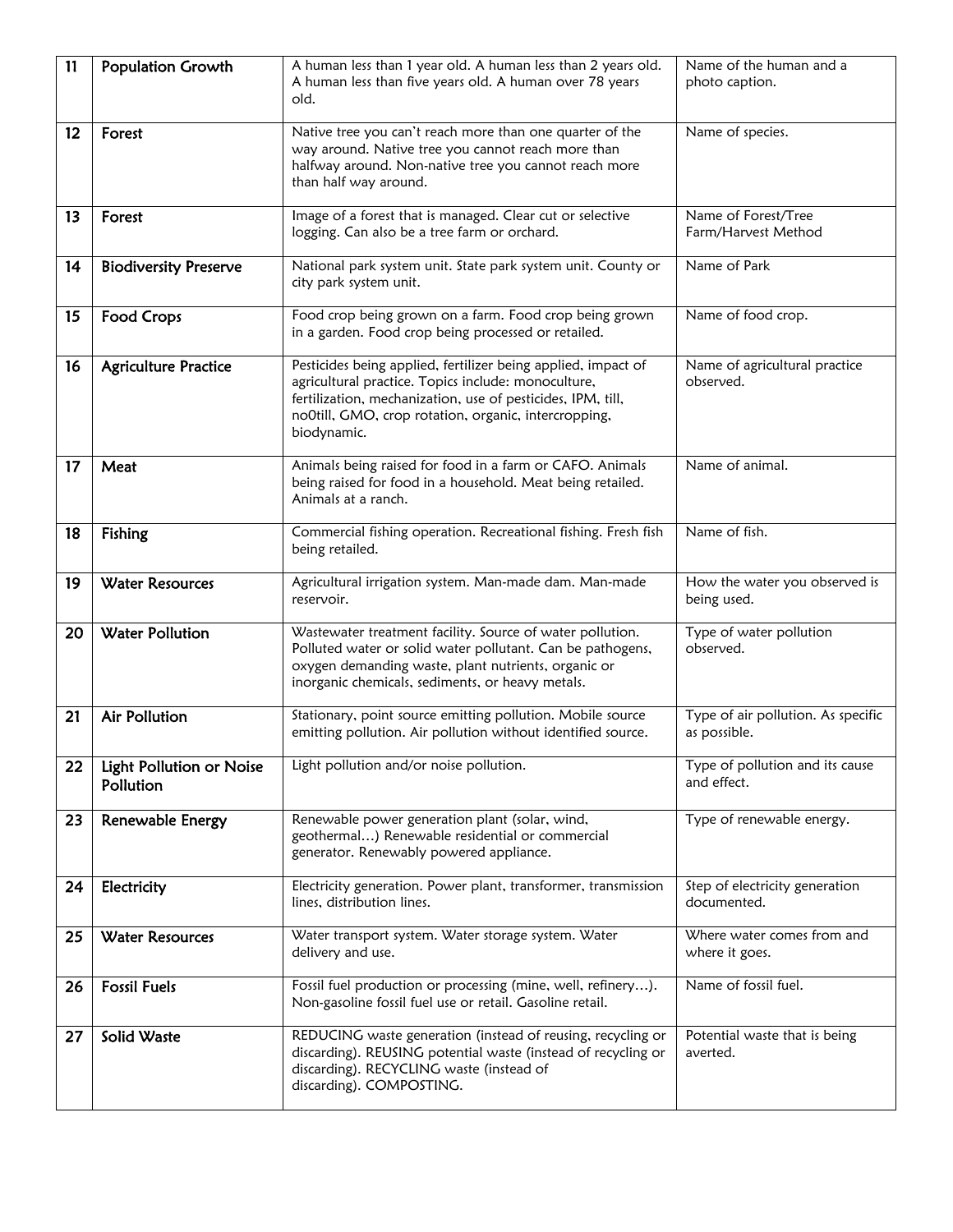| 11 | Population Growth | A human less than 1 year old. A human less than 2 years old. A human less than five years old. A human over 78 years old. | Name of the human and a photo caption. |
|---|---|---|---|
| 12 | Forest | Native tree you can't reach more than one quarter of the way around. Native tree you cannot reach more than halfway around. Non-native tree you cannot reach more than half way around. | Name of species. |
| 13 | Forest | Image of a forest that is managed. Clear cut or selective logging. Can also be a tree farm or orchard. | Name of Forest/Tree Farm/Harvest Method |
| 14 | Biodiversity Preserve | National park system unit. State park system unit. County or city park system unit. | Name of Park |
| 15 | Food Crops | Food crop being grown on a farm. Food crop being grown in a garden. Food crop being processed or retailed. | Name of food crop. |
| 16 | Agriculture Practice | Pesticides being applied, fertilizer being applied, impact of agricultural practice. Topics include: monoculture, fertilization, mechanization, use of pesticides, IPM, till, no0till, GMO, crop rotation, organic, intercropping, biodynamic. | Name of agricultural practice observed. |
| 17 | Meat | Animals being raised for food in a farm or CAFO. Animals being raised for food in a household. Meat being retailed. Animals at a ranch. | Name of animal. |
| 18 | Fishing | Commercial fishing operation. Recreational fishing. Fresh fish being retailed. | Name of fish. |
| 19 | Water Resources | Agricultural irrigation system. Man-made dam. Man-made reservoir. | How the water you observed is being used. |
| 20 | Water Pollution | Wastewater treatment facility. Source of water pollution. Polluted water or solid water pollutant. Can be pathogens, oxygen demanding waste, plant nutrients, organic or inorganic chemicals, sediments, or heavy metals. | Type of water pollution observed. |
| 21 | Air Pollution | Stationary, point source emitting pollution. Mobile source emitting pollution. Air pollution without identified source. | Type of air pollution. As specific as possible. |
| 22 | Light Pollution or Noise Pollution | Light pollution and/or noise pollution. | Type of pollution and its cause and effect. |
| 23 | Renewable Energy | Renewable power generation plant (solar, wind, geothermal…) Renewable residential or commercial generator. Renewably powered appliance. | Type of renewable energy. |
| 24 | Electricity | Electricity generation. Power plant, transformer, transmission lines, distribution lines. | Step of electricity generation documented. |
| 25 | Water Resources | Water transport system. Water storage system. Water delivery and use. | Where water comes from and where it goes. |
| 26 | Fossil Fuels | Fossil fuel production or processing (mine, well, refinery…). Non-gasoline fossil fuel use or retail. Gasoline retail. | Name of fossil fuel. |
| 27 | Solid Waste | REDUCING waste generation (instead of reusing, recycling or discarding). REUSING potential waste (instead of recycling or discarding). RECYCLING waste (instead of discarding). COMPOSTING. | Potential waste that is being averted. |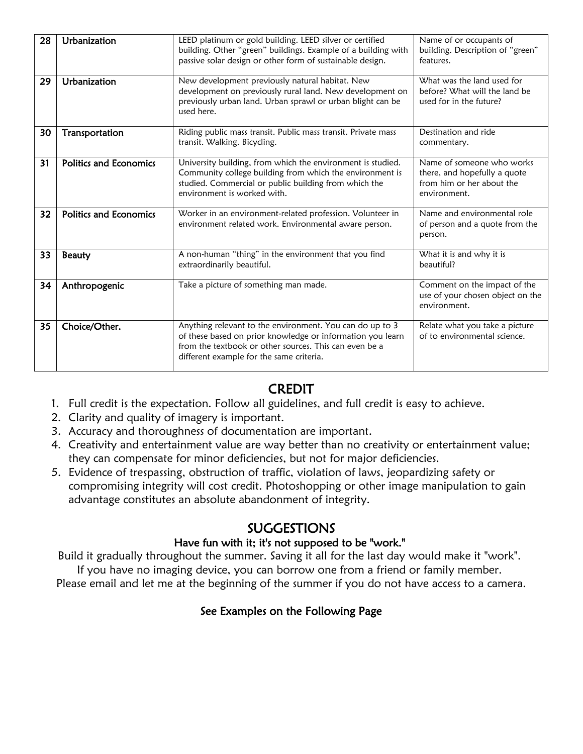| 28 | Urbanization | LEED platinum or gold building. LEED silver or certified building. Other "green" buildings. Example of a building with passive solar design or other form of sustainable design. | Name of or occupants of building. Description of "green" features. |
|---|---|---|---|
| 29 | Urbanization | New development previously natural habitat. New development on previously rural land. New development on previously urban land. Urban sprawl or urban blight can be used here. | What was the land used for before? What will the land be used for in the future? |
| 30 | Transportation | Riding public mass transit. Public mass transit. Private mass transit. Walking. Bicycling. | Destination and ride commentary. |
| 31 | Politics and Economics | University building, from which the environment is studied. Community college building from which the environment is studied. Commercial or public building from which the environment is worked with. | Name of someone who works there, and hopefully a quote from him or her about the environment. |
| 32 | Politics and Economics | Worker in an environment-related profession. Volunteer in environment related work. Environmental aware person. | Name and environmental role of person and a quote from the person. |
| 33 | Beauty | A non-human "thing" in the environment that you find extraordinarily beautiful. | What it is and why it is beautiful? |
| 34 | Anthropogenic | Take a picture of something man made. | Comment on the impact of the use of your chosen object on the environment. |
| 35 | Choice/Other. | Anything relevant to the environment. You can do up to 3 of these based on prior knowledge or information you learn from the textbook or other sources. This can even be a different example for the same criteria. | Relate what you take a picture of to environmental science. |

## CREDIT

1. Full credit is the expectation. Follow all guidelines, and full credit is easy to achieve.
2. Clarity and quality of imagery is important.
3. Accuracy and thoroughness of documentation are important.
4. Creativity and entertainment value are way better than no creativity or entertainment value; they can compensate for minor deficiencies, but not for major deficiencies.
5. Evidence of trespassing, obstruction of traffic, violation of laws, jeopardizing safety or compromising integrity will cost credit. Photoshopping or other image manipulation to gain advantage constitutes an absolute abandonment of integrity.

## SUGGESTIONS

**Have fun with it; it's not supposed to be "work."**

Build it gradually throughout the summer. Saving it all for the last day would make it "work".
If you have no imaging device, you can borrow one from a friend or family member.
Please email and let me at the beginning of the summer if you do not have access to a camera.

**See Examples on the Following Page**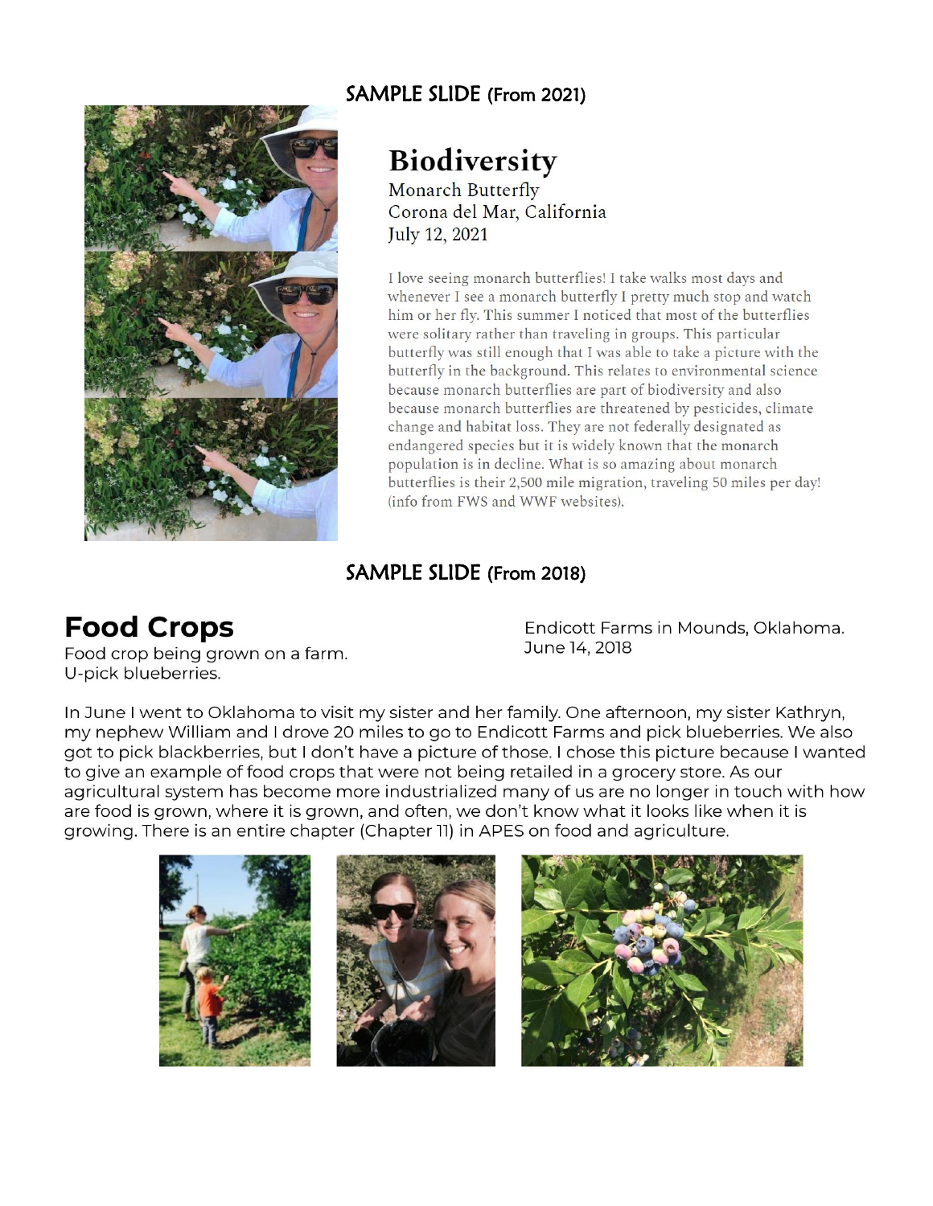## SAMPLE SLIDE (From 2021)

# Biodiversity

Monarch Butterfly
Corona del Mar, California
July 12, 2021

I love seeing monarch butterflies! I take walks most days and whenever I see a monarch butterfly I pretty much stop and watch him or her fly. This summer I noticed that most of the butterflies were solitary rather than traveling in groups. This particular butterfly was still enough that I was able to take a picture with the butterfly in the background. This relates to environmental science because monarch butterflies are part of biodiversity and also because monarch butterflies are threatened by pesticides, climate change and habitat loss. They are not federally designated as endangered species but it is widely known that the monarch population is in decline. What is so amazing about monarch butterflies is their 2,500 mile migration, traveling 50 miles per day! (info from FWS and WWF websites).

## SAMPLE SLIDE (From 2018)

# Food Crops

Food crop being grown on a farm.
U-pick blueberries.

Endicott Farms in Mounds, Oklahoma.
June 14, 2018

In June I went to Oklahoma to visit my sister and her family. One afternoon, my sister Kathryn, my nephew William and I drove 20 miles to go to Endicott Farms and pick blueberries. We also got to pick blackberries, but I don't have a picture of those. I chose this picture because I wanted to give an example of food crops that were not being retailed in a grocery store. As our agricultural system has become more industrialized many of us are no longer in touch with how are food is grown, where it is grown, and often, we don't know what it looks like when it is growing. There is an entire chapter (Chapter 11) in APES on food and agriculture.